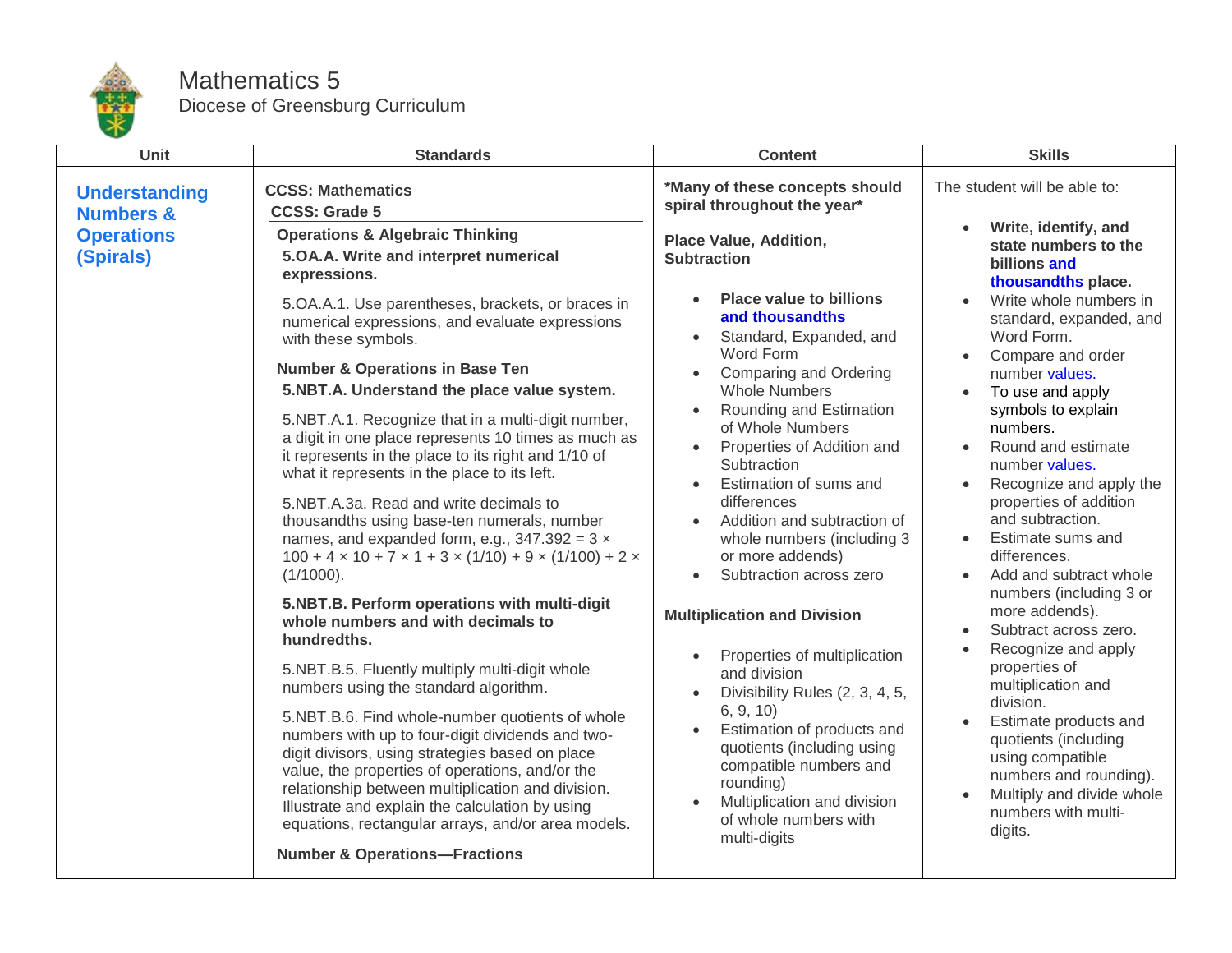# Mathematics 5

Diocese of Greensburg Curriculum

| Unit | Standards | Content | Skills |
|---|---|---|---|
| **Understanding Numbers & Operations (Spirals)** | **CCSS: Mathematics**<br>**CCSS: Grade 5**<br>**Operations & Algebraic Thinking**<br>**5.OA.A. Write and interpret numerical expressions.**<br>5.OA.A.1. Use parentheses, brackets, or braces in numerical expressions, and evaluate expressions with these symbols.<br>**Number & Operations in Base Ten**<br>**5.NBT.A. Understand the place value system.**<br>5.NBT.A.1. Recognize that in a multi-digit number, a digit in one place represents 10 times as much as it represents in the place to its right and 1/10 of what it represents in the place to its left.<br>5.NBT.A.3a. Read and write decimals to thousandths using base-ten numerals, number names, and expanded form, e.g., 347.392 = 3 × 100 + 4 × 10 + 7 × 1 + 3 × (1/10) + 9 × (1/100) + 2 × (1/1000).<br>**5.NBT.B. Perform operations with multi-digit whole numbers and with decimals to hundredths.**<br>5.NBT.B.5. Fluently multiply multi-digit whole numbers using the standard algorithm.<br>5.NBT.B.6. Find whole-number quotients of whole numbers with up to four-digit dividends and two-digit divisors, using strategies based on place value, the properties of operations, and/or the relationship between multiplication and division. Illustrate and explain the calculation by using equations, rectangular arrays, and/or area models.<br>**Number & Operations—Fractions** | ***Many of these concepts should spiral throughout the year***<br>**Place Value, Addition, Subtraction**<br>• **Place value to billions and thousandths**<br>• Standard, Expanded, and Word Form<br>• Comparing and Ordering Whole Numbers<br>• Rounding and Estimation of Whole Numbers<br>• Properties of Addition and Subtraction<br>• Estimation of sums and differences<br>• Addition and subtraction of whole numbers (including 3 or more addends)<br>• Subtraction across zero<br>**Multiplication and Division**<br>• Properties of multiplication and division<br>• Divisibility Rules (2, 3, 4, 5, 6, 9, 10)<br>• Estimation of products and quotients (including using compatible numbers and rounding)<br>• Multiplication and division of whole numbers with multi-digits | The student will be able to:<br>• **Write, identify, and state numbers to the billions and thousandths place.**<br>• Write whole numbers in standard, expanded, and Word Form.<br>• Compare and order number values.<br>• To use and apply symbols to explain numbers.<br>• Round and estimate number values.<br>• Recognize and apply the properties of addition and subtraction.<br>• Estimate sums and differences.<br>• Add and subtract whole numbers (including 3 or more addends).<br>• Subtract across zero.<br>• Recognize and apply properties of multiplication and division.<br>• Estimate products and quotients (including using compatible numbers and rounding).<br>• Multiply and divide whole numbers with multi-digits. |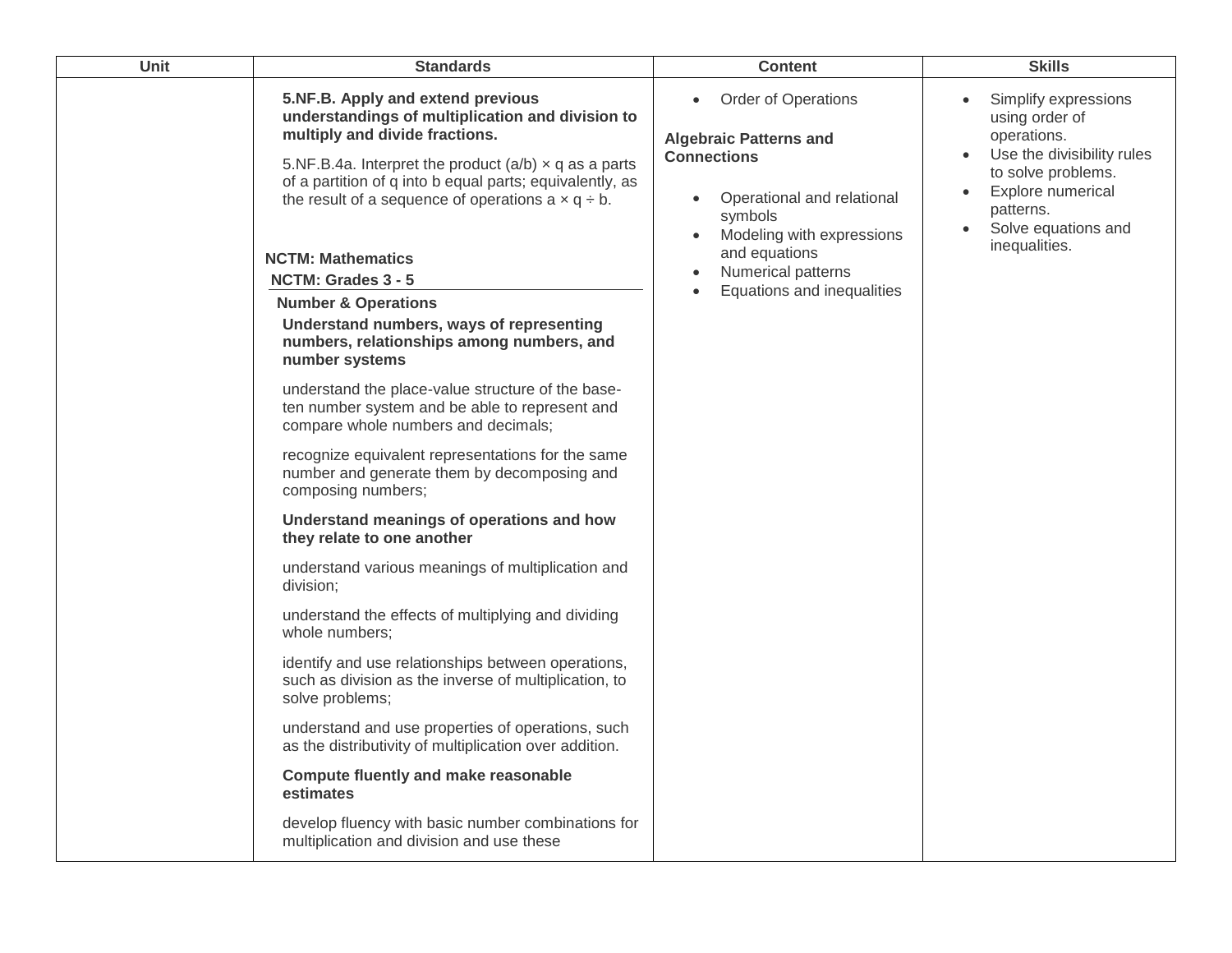| Unit | Standards | Content | Skills |
| --- | --- | --- | --- |
| | **5.NF.B. Apply and extend previous understandings of multiplication and division to multiply and divide fractions.**<br><br>5.NF.B.4a. Interpret the product $(a/b) \times q$ as a parts of a partition of q into b equal parts; equivalently, as the result of a sequence of operations $a \times q \div b$.<br><br>**NCTM: Mathematics**<br>**NCTM: Grades 3 - 5**<br>**Number & Operations**<br>**Understand numbers, ways of representing numbers, relationships among numbers, and number systems**<br><br>understand the place-value structure of the base-ten number system and be able to represent and compare whole numbers and decimals;<br><br>recognize equivalent representations for the same number and generate them by decomposing and composing numbers;<br><br>**Understand meanings of operations and how they relate to one another**<br><br>understand various meanings of multiplication and division;<br><br>understand the effects of multiplying and dividing whole numbers;<br><br>identify and use relationships between operations, such as division as the inverse of multiplication, to solve problems;<br><br>understand and use properties of operations, such as the distributivity of multiplication over addition.<br><br>**Compute fluently and make reasonable estimates**<br><br>develop fluency with basic number combinations for multiplication and division and use these | • Order of Operations<br><br>**Algebraic Patterns and Connections**<br><br>• Operational and relational symbols<br>• Modeling with expressions and equations<br>• Numerical patterns<br>• Equations and inequalities | • Simplify expressions using order of operations.<br>• Use the divisibility rules to solve problems.<br>• Explore numerical patterns.<br>• Solve equations and inequalities. |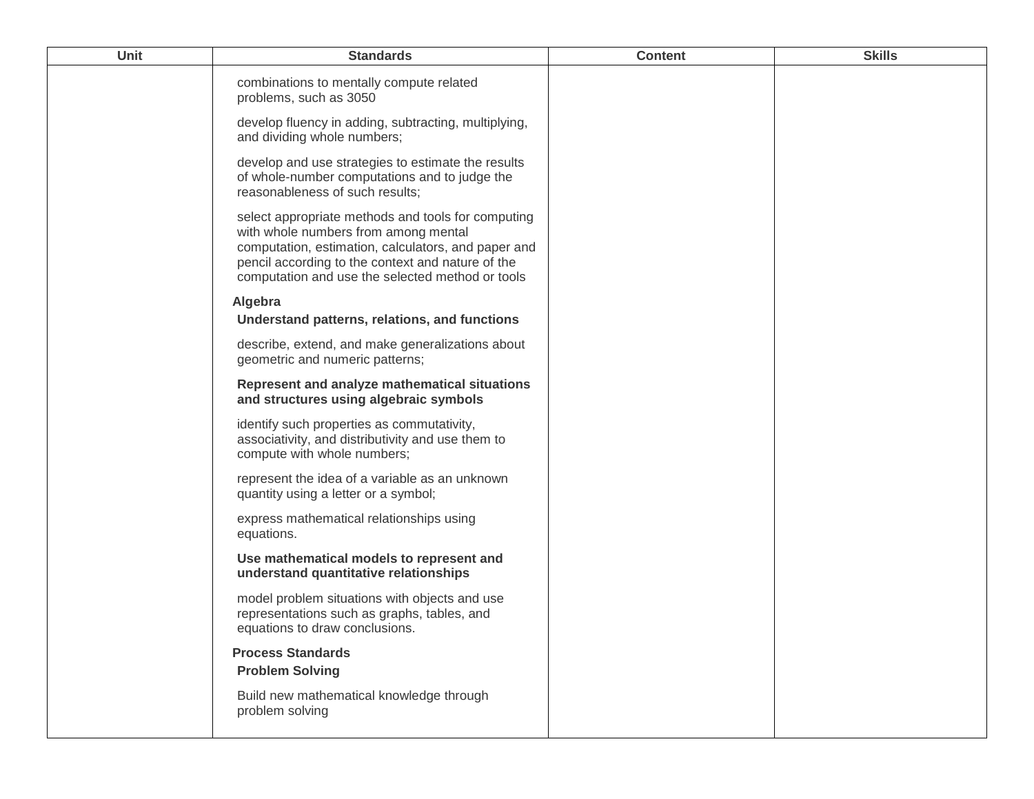| Unit | Standards | Content | Skills |
| --- | --- | --- | --- |
| | combinations to mentally compute related problems, such as 3050<br><br>develop fluency in adding, subtracting, multiplying, and dividing whole numbers;<br><br>develop and use strategies to estimate the results of whole-number computations and to judge the reasonableness of such results;<br><br>select appropriate methods and tools for computing with whole numbers from among mental computation, estimation, calculators, and paper and pencil according to the context and nature of the computation and use the selected method or tools<br><br>**Algebra**<br>**Understand patterns, relations, and functions**<br><br>describe, extend, and make generalizations about geometric and numeric patterns;<br><br>**Represent and analyze mathematical situations and structures using algebraic symbols**<br><br>identify such properties as commutativity, associativity, and distributivity and use them to compute with whole numbers;<br><br>represent the idea of a variable as an unknown quantity using a letter or a symbol;<br><br>express mathematical relationships using equations.<br><br>**Use mathematical models to represent and understand quantitative relationships**<br><br>model problem situations with objects and use representations such as graphs, tables, and equations to draw conclusions.<br><br>**Process Standards**<br>**Problem Solving**<br><br>Build new mathematical knowledge through problem solving | | |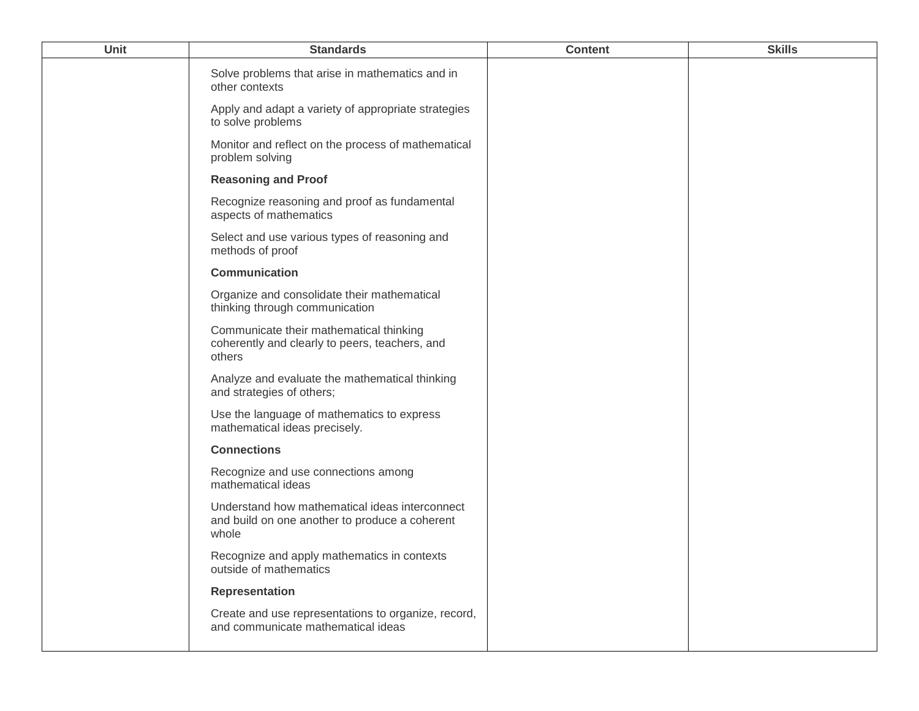| Unit | Standards | Content | Skills |
| --- | --- | --- | --- |
| | Solve problems that arise in mathematics and in other contexts<br><br>Apply and adapt a variety of appropriate strategies to solve problems<br><br>Monitor and reflect on the process of mathematical problem solving<br><br>**Reasoning and Proof**<br><br>Recognize reasoning and proof as fundamental aspects of mathematics<br><br>Select and use various types of reasoning and methods of proof<br><br>**Communication**<br><br>Organize and consolidate their mathematical thinking through communication<br><br>Communicate their mathematical thinking coherently and clearly to peers, teachers, and others<br><br>Analyze and evaluate the mathematical thinking and strategies of others;<br><br>Use the language of mathematics to express mathematical ideas precisely.<br><br>**Connections**<br><br>Recognize and use connections among mathematical ideas<br><br>Understand how mathematical ideas interconnect and build on one another to produce a coherent whole<br><br>Recognize and apply mathematics in contexts outside of mathematics<br><br>**Representation**<br><br>Create and use representations to organize, record, and communicate mathematical ideas | | |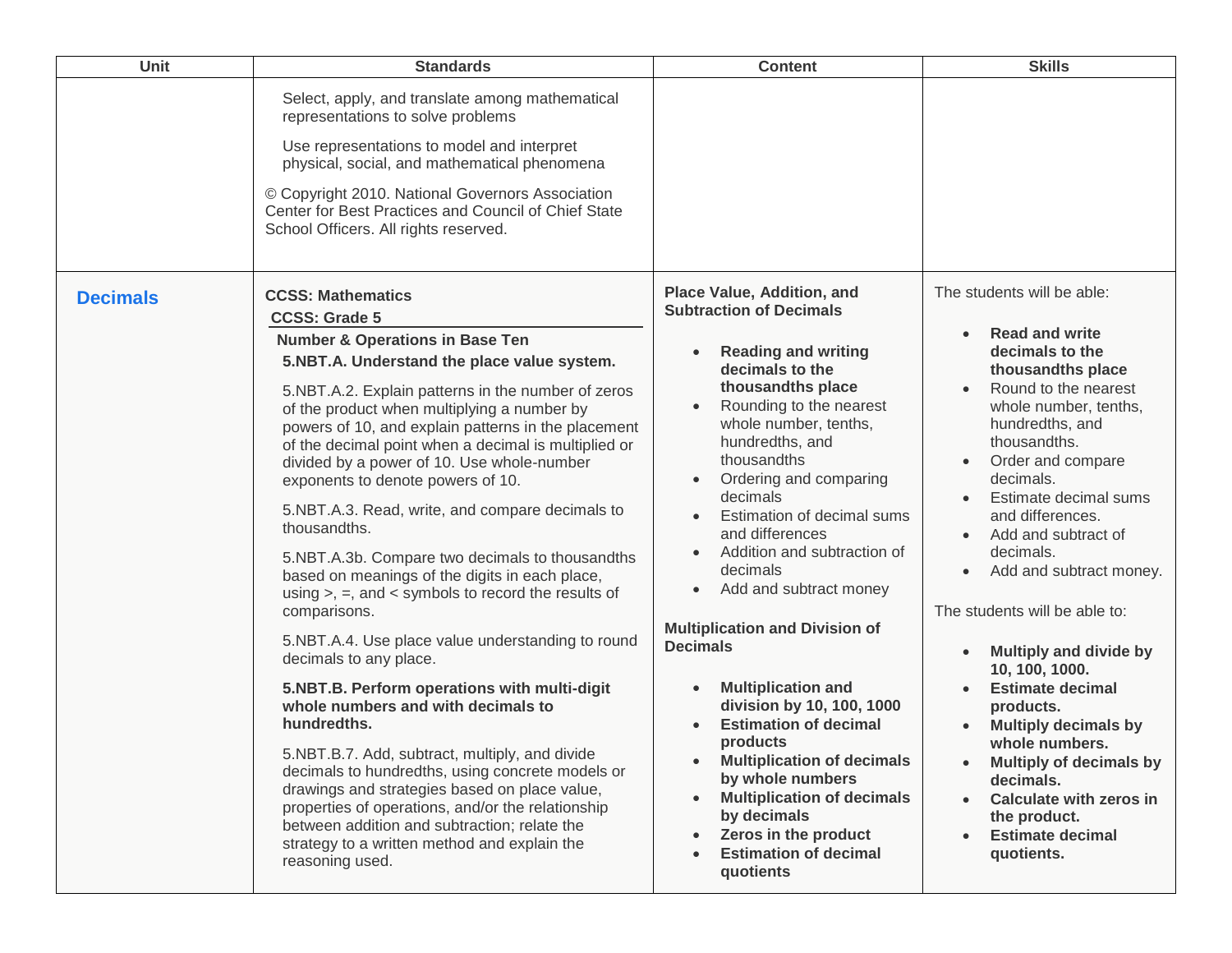| Unit | Standards | Content | Skills |
|---|---|---|---|
| | Select, apply, and translate among mathematical representations to solve problems<br><br>Use representations to model and interpret physical, social, and mathematical phenomena<br><br>© Copyright 2010. National Governors Association Center for Best Practices and Council of Chief State School Officers. All rights reserved. | | |
| **Decimals** | **CCSS: Mathematics**<br>**CCSS: Grade 5**<br>**Number & Operations in Base Ten**<br>**5.NBT.A. Understand the place value system.**<br><br>5.NBT.A.2. Explain patterns in the number of zeros of the product when multiplying a number by powers of 10, and explain patterns in the placement of the decimal point when a decimal is multiplied or divided by a power of 10. Use whole-number exponents to denote powers of 10.<br><br>5.NBT.A.3. Read, write, and compare decimals to thousandths.<br><br>5.NBT.A.3b. Compare two decimals to thousandths based on meanings of the digits in each place, using >, =, and < symbols to record the results of comparisons.<br><br>5.NBT.A.4. Use place value understanding to round decimals to any place.<br><br>**5.NBT.B. Perform operations with multi-digit whole numbers and with decimals to hundredths.**<br><br>5.NBT.B.7. Add, subtract, multiply, and divide decimals to hundredths, using concrete models or drawings and strategies based on place value, properties of operations, and/or the relationship between addition and subtraction; relate the strategy to a written method and explain the reasoning used. | **Place Value, Addition, and Subtraction of Decimals**<br><br>• **Reading and writing decimals to the thousandths place**<br>• Rounding to the nearest whole number, tenths, hundredths, and thousandths<br>• Ordering and comparing decimals<br>• Estimation of decimal sums and differences<br>• Addition and subtraction of decimals<br>• Add and subtract money<br><br>**Multiplication and Division of Decimals**<br><br>• **Multiplication and division by 10, 100, 1000**<br>• **Estimation of decimal products**<br>• **Multiplication of decimals by whole numbers**<br>• **Multiplication of decimals by decimals**<br>• **Zeros in the product**<br>• **Estimation of decimal quotients** | The students will be able:<br><br>• **Read and write decimals to the thousandths place**<br>• Round to the nearest whole number, tenths, hundredths, and thousandths.<br>• Order and compare decimals.<br>• Estimate decimal sums and differences.<br>• Add and subtract of decimals.<br>• Add and subtract money.<br><br>The students will be able to:<br><br>• **Multiply and divide by 10, 100, 1000.**<br>• **Estimate decimal products.**<br>• **Multiply decimals by whole numbers.**<br>• **Multiply of decimals by decimals.**<br>• **Calculate with zeros in the product.**<br>• **Estimate decimal quotients.** |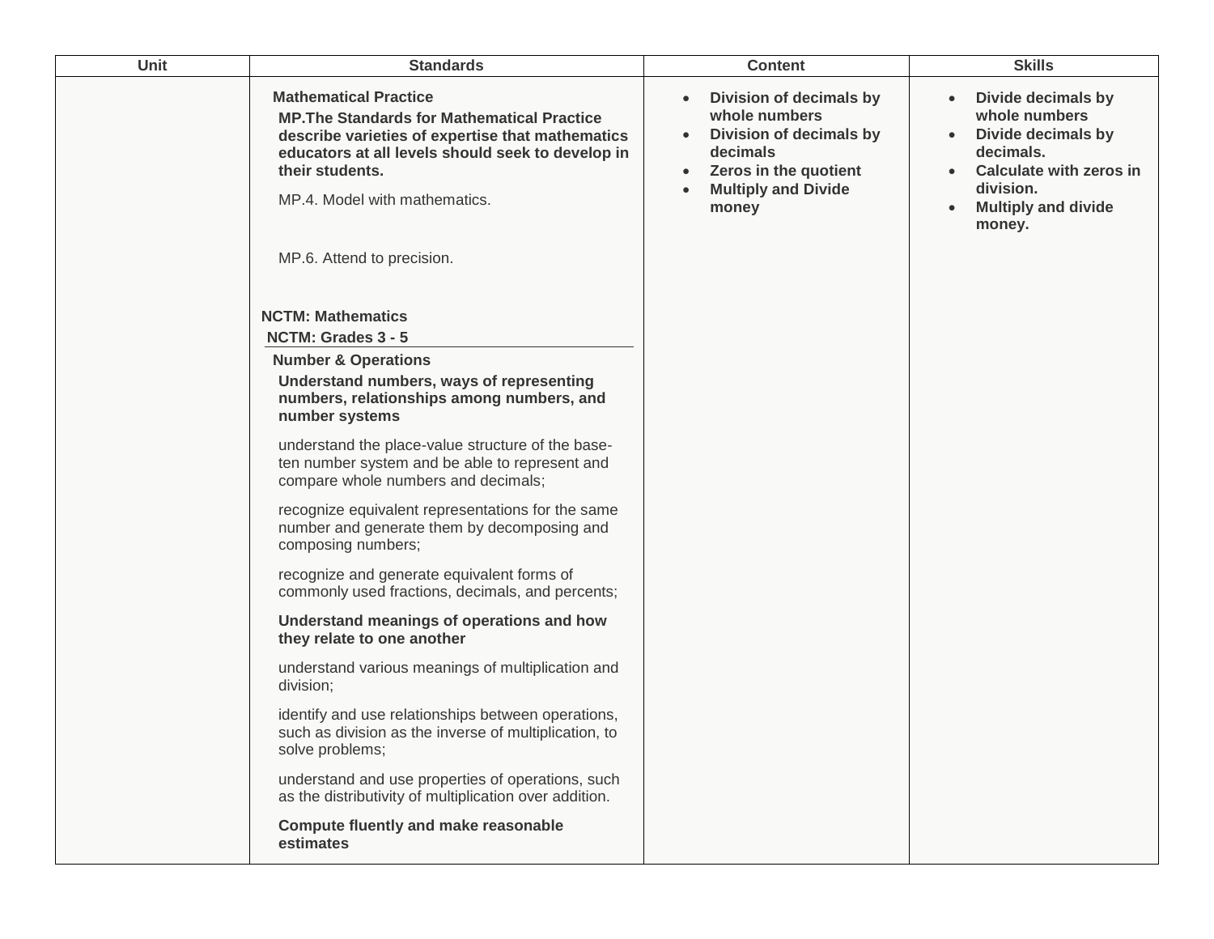| Unit | Standards | Content | Skills |
| --- | --- | --- | --- |
| | **Mathematical Practice**<br>**MP.The Standards for Mathematical Practice describe varieties of expertise that mathematics educators at all levels should seek to develop in their students.**<br>MP.4. Model with mathematics.<br>MP.6. Attend to precision.<br>**NCTM: Mathematics**<br>**NCTM: Grades 3 - 5**<br>**Number & Operations**<br>**Understand numbers, ways of representing numbers, relationships among numbers, and number systems**<br>understand the place-value structure of the base-ten number system and be able to represent and compare whole numbers and decimals;<br>recognize equivalent representations for the same number and generate them by decomposing and composing numbers;<br>recognize and generate equivalent forms of commonly used fractions, decimals, and percents;<br>**Understand meanings of operations and how they relate to one another**<br>understand various meanings of multiplication and division;<br>identify and use relationships between operations, such as division as the inverse of multiplication, to solve problems;<br>understand and use properties of operations, such as the distributivity of multiplication over addition.<br>**Compute fluently and make reasonable estimates** | • **Division of decimals by whole numbers**<br>• **Division of decimals by decimals**<br>• **Zeros in the quotient**<br>• **Multiply and Divide money** | • **Divide decimals by whole numbers**<br>• **Divide decimals by decimals.**<br>• **Calculate with zeros in division.**<br>• **Multiply and divide money.** |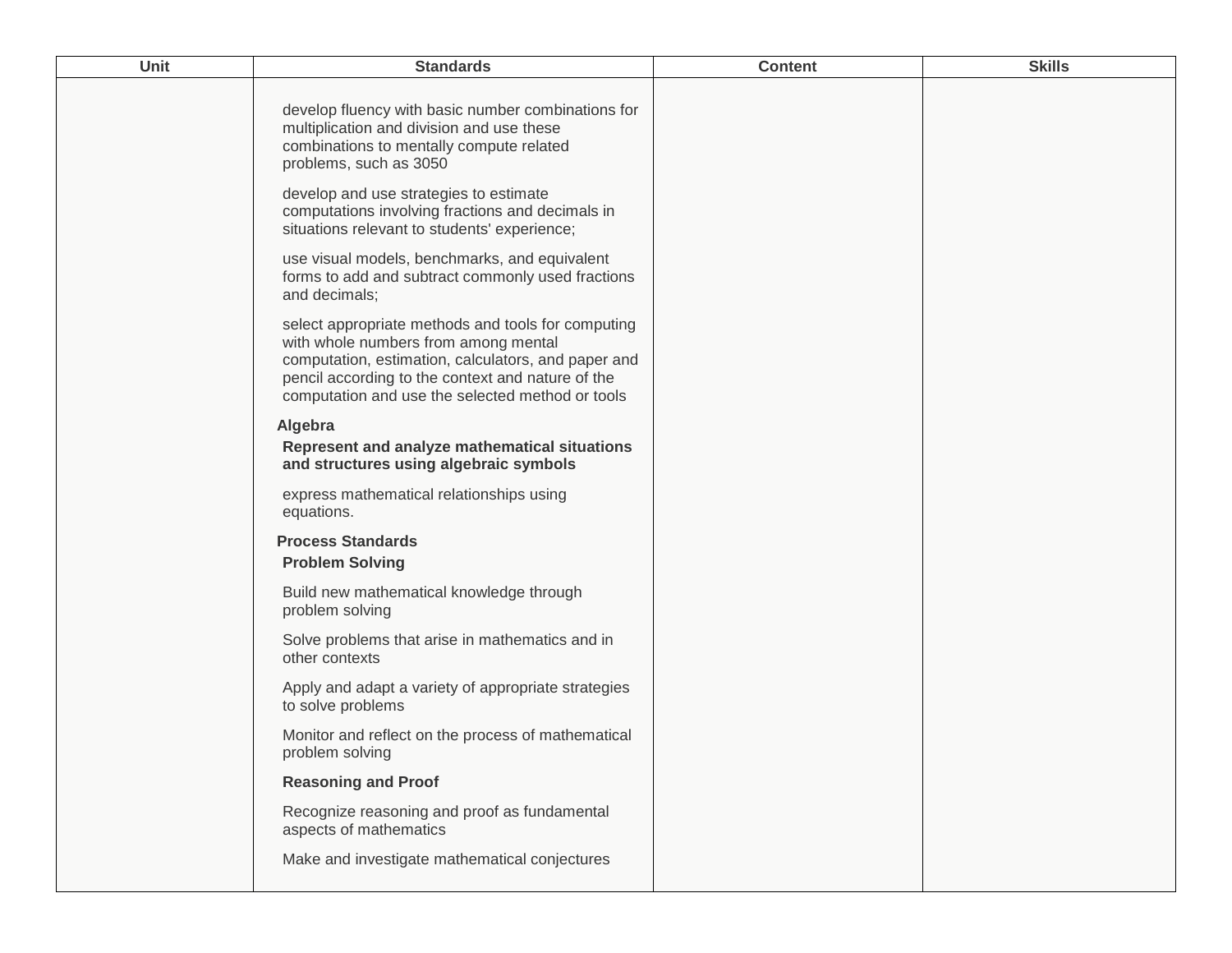| Unit | Standards | Content | Skills |
| --- | --- | --- | --- |
| | develop fluency with basic number combinations for multiplication and division and use these combinations to mentally compute related problems, such as 3050<br><br>develop and use strategies to estimate computations involving fractions and decimals in situations relevant to students' experience;<br><br>use visual models, benchmarks, and equivalent forms to add and subtract commonly used fractions and decimals;<br><br>select appropriate methods and tools for computing with whole numbers from among mental computation, estimation, calculators, and paper and pencil according to the context and nature of the computation and use the selected method or tools<br><br>**Algebra**<br>**Represent and analyze mathematical situations and structures using algebraic symbols**<br><br>express mathematical relationships using equations.<br><br>**Process Standards**<br>**Problem Solving**<br><br>Build new mathematical knowledge through problem solving<br><br>Solve problems that arise in mathematics and in other contexts<br><br>Apply and adapt a variety of appropriate strategies to solve problems<br><br>Monitor and reflect on the process of mathematical problem solving<br><br>**Reasoning and Proof**<br><br>Recognize reasoning and proof as fundamental aspects of mathematics<br><br>Make and investigate mathematical conjectures | | |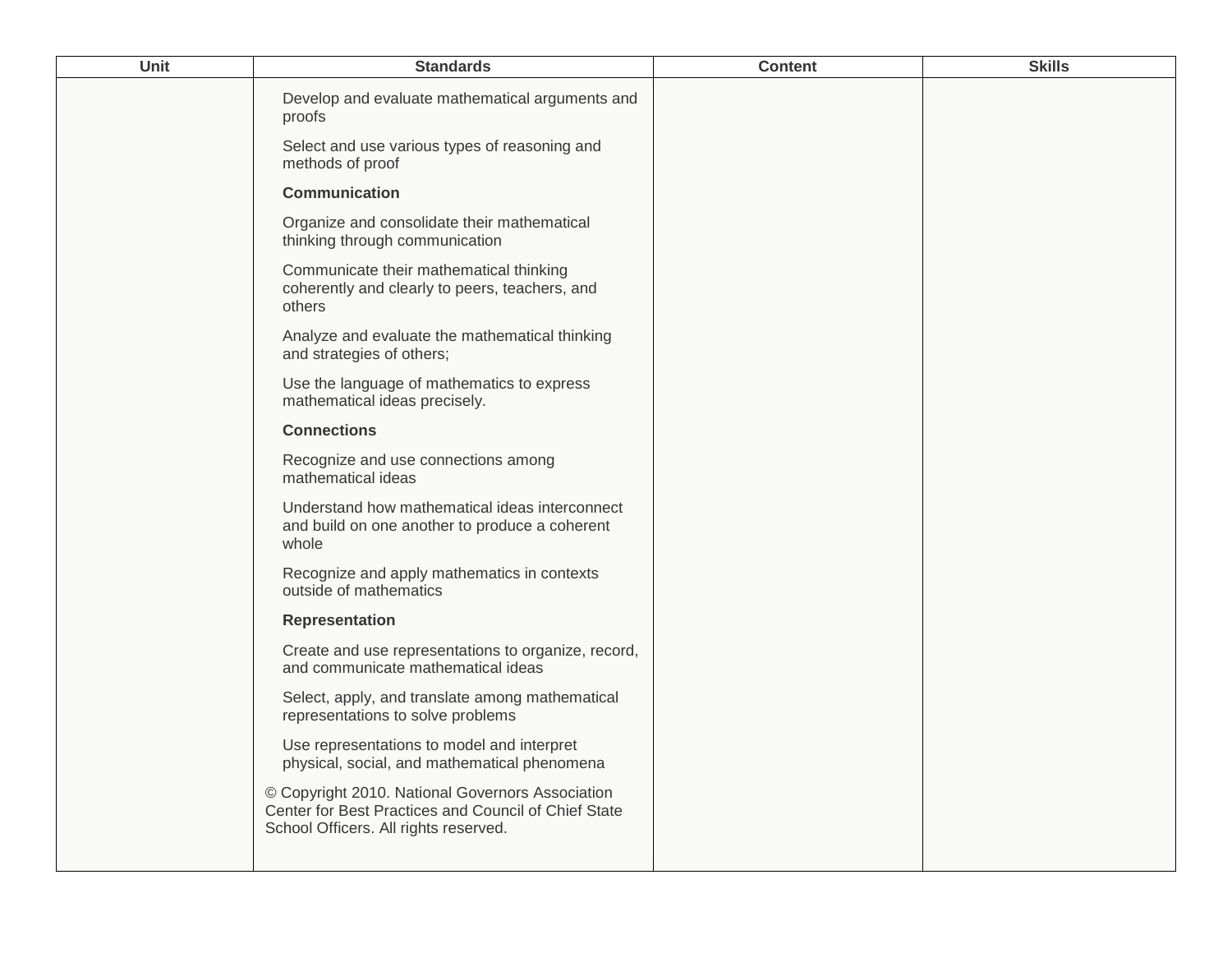| Unit | Standards | Content | Skills |
|---|---|---|---|
| | Develop and evaluate mathematical arguments and proofs<br><br>Select and use various types of reasoning and methods of proof<br><br>**Communication**<br><br>Organize and consolidate their mathematical thinking through communication<br><br>Communicate their mathematical thinking coherently and clearly to peers, teachers, and others<br><br>Analyze and evaluate the mathematical thinking and strategies of others;<br><br>Use the language of mathematics to express mathematical ideas precisely.<br><br>**Connections**<br><br>Recognize and use connections among mathematical ideas<br><br>Understand how mathematical ideas interconnect and build on one another to produce a coherent whole<br><br>Recognize and apply mathematics in contexts outside of mathematics<br><br>**Representation**<br><br>Create and use representations to organize, record, and communicate mathematical ideas<br><br>Select, apply, and translate among mathematical representations to solve problems<br><br>Use representations to model and interpret physical, social, and mathematical phenomena<br><br>© Copyright 2010. National Governors Association Center for Best Practices and Council of Chief State School Officers. All rights reserved. | | |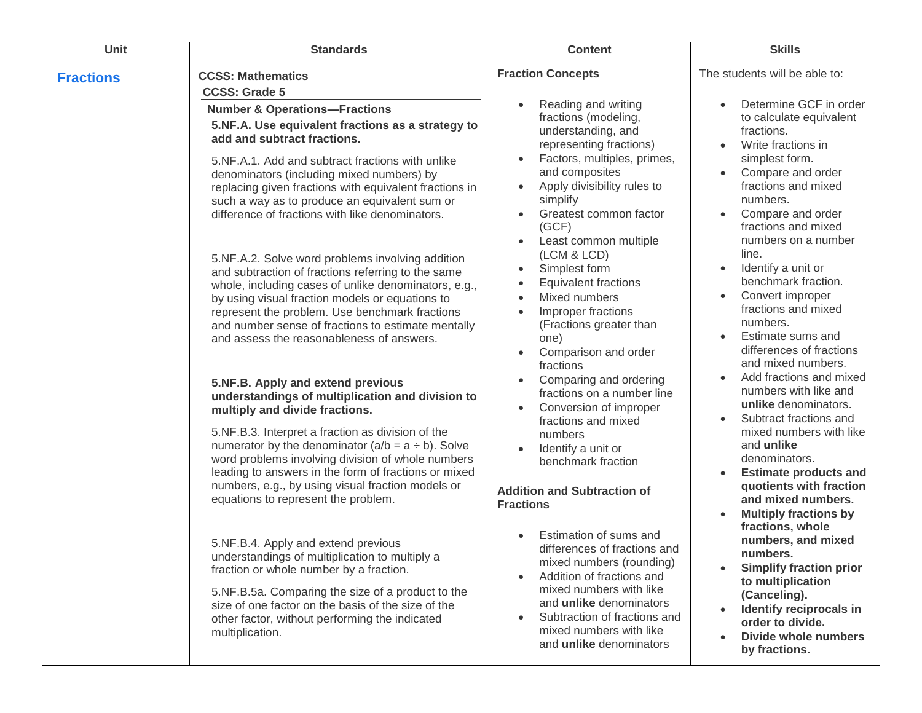| Unit | Standards | Content | Skills |
| --- | --- | --- | --- |
| **Fractions** | **CCSS: Mathematics**<br>**CCSS: Grade 5**<br>**Number & Operations—Fractions**<br>**5.NF.A. Use equivalent fractions as a strategy to add and subtract fractions.**<br><br>5.NF.A.1. Add and subtract fractions with unlike denominators (including mixed numbers) by replacing given fractions with equivalent fractions in such a way as to produce an equivalent sum or difference of fractions with like denominators.<br><br>5.NF.A.2. Solve word problems involving addition and subtraction of fractions referring to the same whole, including cases of unlike denominators, e.g., by using visual fraction models or equations to represent the problem. Use benchmark fractions and number sense of fractions to estimate mentally and assess the reasonableness of answers.<br><br>**5.NF.B. Apply and extend previous understandings of multiplication and division to multiply and divide fractions.**<br><br>5.NF.B.3. Interpret a fraction as division of the numerator by the denominator ($a/b = a \div b$). Solve word problems involving division of whole numbers leading to answers in the form of fractions or mixed numbers, e.g., by using visual fraction models or equations to represent the problem.<br><br>5.NF.B.4. Apply and extend previous understandings of multiplication to multiply a fraction or whole number by a fraction.<br><br>5.NF.B.5a. Comparing the size of a product to the size of one factor on the basis of the size of the other factor, without performing the indicated multiplication. | **Fraction Concepts**<br><br>• Reading and writing fractions (modeling, understanding, and representing fractions)<br>• Factors, multiples, primes, and composites<br>• Apply divisibility rules to simplify<br>• Greatest common factor (GCF)<br>• Least common multiple (LCM & LCD)<br>• Simplest form<br>• Equivalent fractions<br>• Mixed numbers<br>• Improper fractions (Fractions greater than one)<br>• Comparison and order fractions<br>• Comparing and ordering fractions on a number line<br>• Conversion of improper fractions and mixed numbers<br>• Identify a unit or benchmark fraction<br><br>**Addition and Subtraction of Fractions**<br><br>• Estimation of sums and differences of fractions and mixed numbers (rounding)<br>• Addition of fractions and mixed numbers with like and **unlike** denominators<br>• Subtraction of fractions and mixed numbers with like and **unlike** denominators | The students will be able to:<br><br>• Determine GCF in order to calculate equivalent fractions.<br>• Write fractions in simplest form.<br>• Compare and order fractions and mixed numbers.<br>• Compare and order fractions and mixed numbers on a number line.<br>• Identify a unit or benchmark fraction.<br>• Convert improper fractions and mixed numbers.<br>• Estimate sums and differences of fractions and mixed numbers.<br>• Add fractions and mixed numbers with like and **unlike** denominators.<br>• Subtract fractions and mixed numbers with like and **unlike** denominators.<br>• **Estimate products and quotients with fraction and mixed numbers.**<br>• **Multiply fractions by fractions, whole numbers, and mixed numbers.**<br>• **Simplify fraction prior to multiplication (Canceling).**<br>• **Identify reciprocals in order to divide.**<br>• **Divide whole numbers by fractions.** |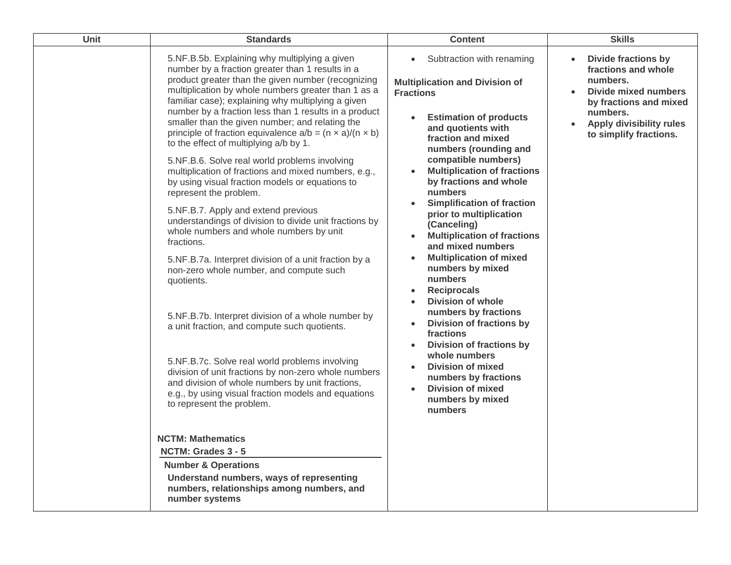| Unit | Standards | Content | Skills |
|---|---|---|---|
| | 5.NF.B.5b. Explaining why multiplying a given number by a fraction greater than 1 results in a product greater than the given number (recognizing multiplication by whole numbers greater than 1 as a familiar case); explaining why multiplying a given number by a fraction less than 1 results in a product smaller than the given number; and relating the principle of fraction equivalence $a/b = (n \times a)/(n \times b)$ to the effect of multiplying a/b by 1.<br><br>5.NF.B.6. Solve real world problems involving multiplication of fractions and mixed numbers, e.g., by using visual fraction models or equations to represent the problem.<br><br>5.NF.B.7. Apply and extend previous understandings of division to divide unit fractions by whole numbers and whole numbers by unit fractions.<br><br>5.NF.B.7a. Interpret division of a unit fraction by a non-zero whole number, and compute such quotients.<br><br>5.NF.B.7b. Interpret division of a whole number by a unit fraction, and compute such quotients.<br><br>5.NF.B.7c. Solve real world problems involving division of unit fractions by non-zero whole numbers and division of whole numbers by unit fractions, e.g., by using visual fraction models and equations to represent the problem.<br><br>**NCTM: Mathematics**<br>**NCTM: Grades 3 - 5**<br>**Number & Operations**<br>**Understand numbers, ways of representing numbers, relationships among numbers, and number systems** | • Subtraction with renaming<br><br>**Multiplication and Division of Fractions**<br><br>• **Estimation of products and quotients with fraction and mixed numbers (rounding and compatible numbers)**<br>• **Multiplication of fractions by fractions and whole numbers**<br>• **Simplification of fraction prior to multiplication (Canceling)**<br>• **Multiplication of fractions and mixed numbers**<br>• **Multiplication of mixed numbers by mixed numbers**<br>• **Reciprocals**<br>• **Division of whole numbers by fractions**<br>• **Division of fractions by fractions**<br>• **Division of fractions by whole numbers**<br>• **Division of mixed numbers by fractions**<br>• **Division of mixed numbers by mixed numbers** | • **Divide fractions by fractions and whole numbers.**<br>• **Divide mixed numbers by fractions and mixed numbers.**<br>• **Apply divisibility rules to simplify fractions.** |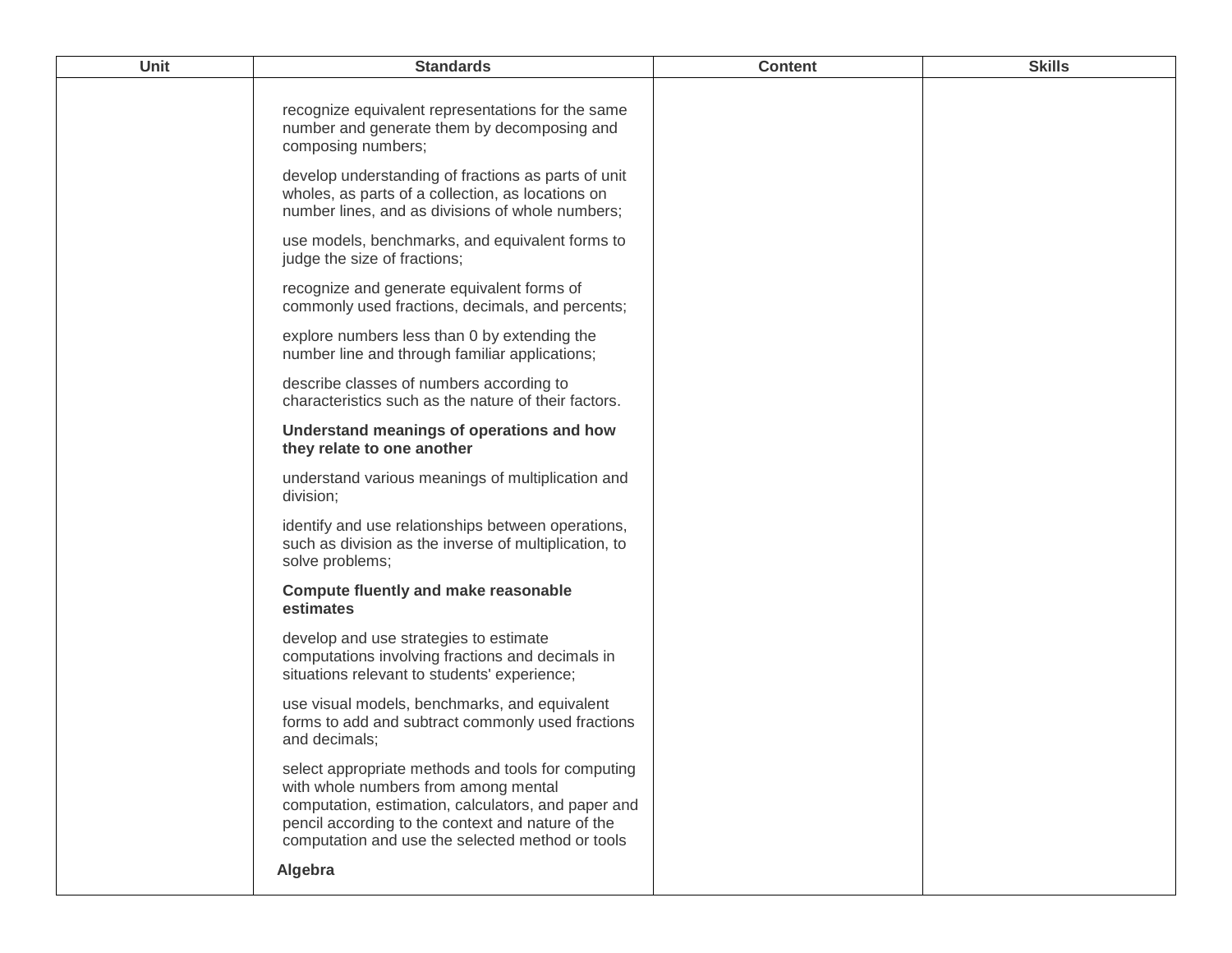| Unit | Standards | Content | Skills |
| --- | --- | --- | --- |
| | recognize equivalent representations for the same number and generate them by decomposing and composing numbers;<br><br>develop understanding of fractions as parts of unit wholes, as parts of a collection, as locations on number lines, and as divisions of whole numbers;<br><br>use models, benchmarks, and equivalent forms to judge the size of fractions;<br><br>recognize and generate equivalent forms of commonly used fractions, decimals, and percents;<br><br>explore numbers less than 0 by extending the number line and through familiar applications;<br><br>describe classes of numbers according to characteristics such as the nature of their factors.<br><br>**Understand meanings of operations and how they relate to one another**<br><br>understand various meanings of multiplication and division;<br><br>identify and use relationships between operations, such as division as the inverse of multiplication, to solve problems;<br><br>**Compute fluently and make reasonable estimates**<br><br>develop and use strategies to estimate computations involving fractions and decimals in situations relevant to students' experience;<br><br>use visual models, benchmarks, and equivalent forms to add and subtract commonly used fractions and decimals;<br><br>select appropriate methods and tools for computing with whole numbers from among mental computation, estimation, calculators, and paper and pencil according to the context and nature of the computation and use the selected method or tools<br><br>**Algebra** | | |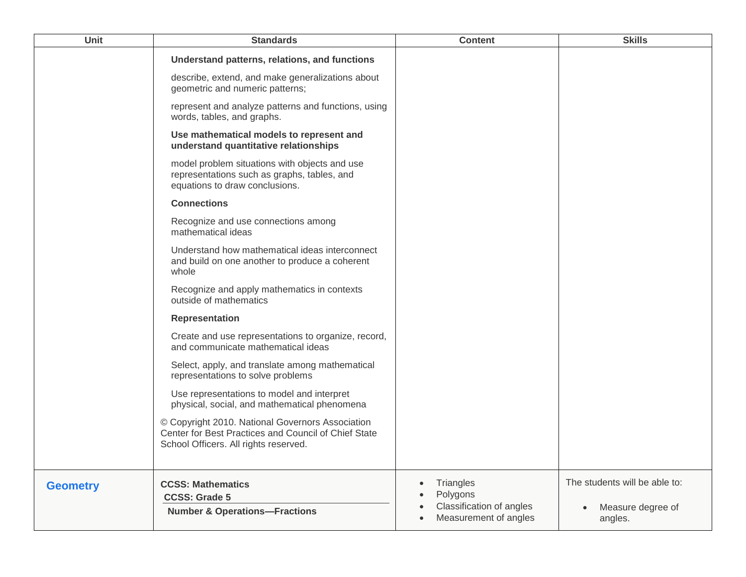| Unit | Standards | Content | Skills |
|---|---|---|---|
| | **Understand patterns, relations, and functions**<br><br>describe, extend, and make generalizations about geometric and numeric patterns;<br><br>represent and analyze patterns and functions, using words, tables, and graphs.<br><br>**Use mathematical models to represent and understand quantitative relationships**<br><br>model problem situations with objects and use representations such as graphs, tables, and equations to draw conclusions.<br><br>**Connections**<br><br>Recognize and use connections among mathematical ideas<br><br>Understand how mathematical ideas interconnect and build on one another to produce a coherent whole<br><br>Recognize and apply mathematics in contexts outside of mathematics<br><br>**Representation**<br><br>Create and use representations to organize, record, and communicate mathematical ideas<br><br>Select, apply, and translate among mathematical representations to solve problems<br><br>Use representations to model and interpret physical, social, and mathematical phenomena<br><br>© Copyright 2010. National Governors Association Center for Best Practices and Council of Chief State School Officers. All rights reserved. | | |
| **Geometry** | **CCSS: Mathematics**<br>**CCSS: Grade 5**<br>**Number & Operations—Fractions** | • Triangles<br>• Polygons<br>• Classification of angles<br>• Measurement of angles | The students will be able to:<br><br>• Measure degree of angles. |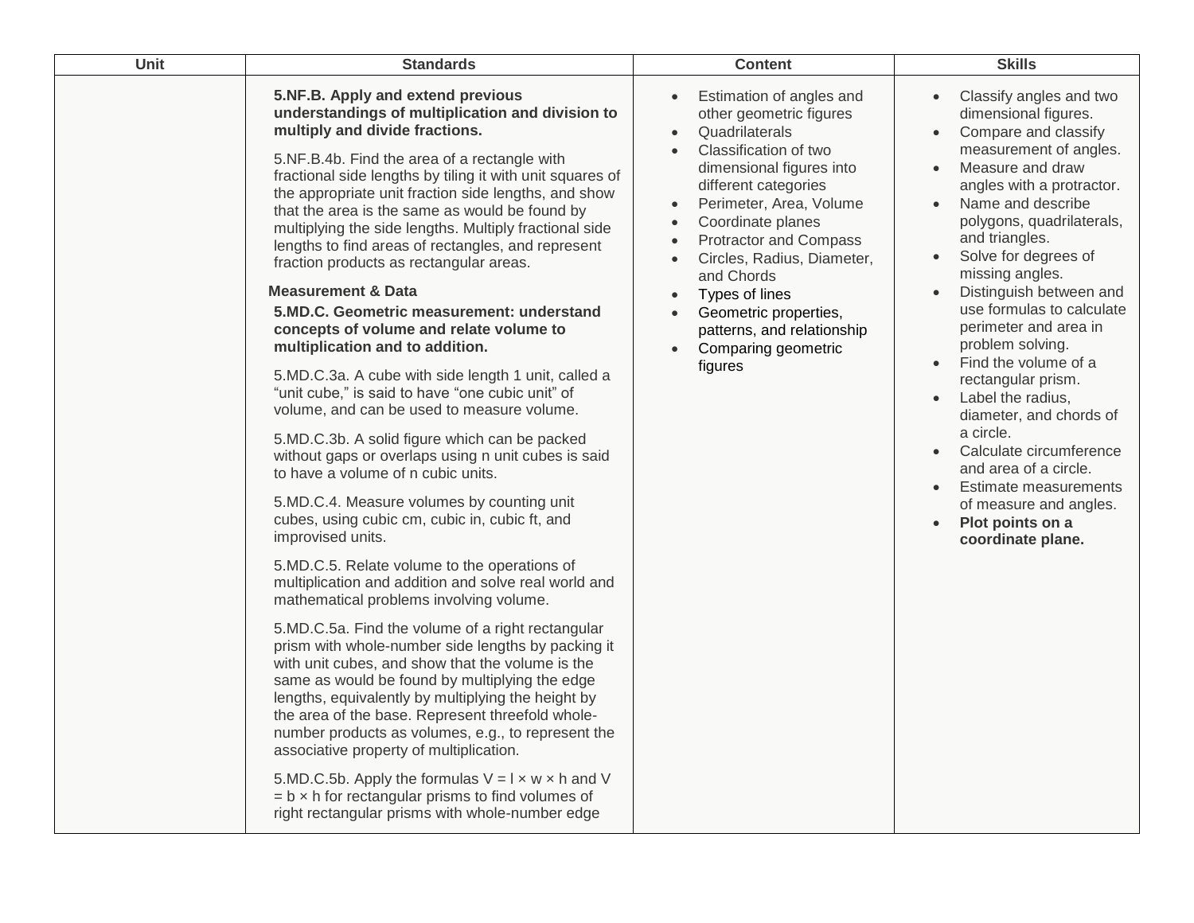| Unit | Standards | Content | Skills |
| --- | --- | --- | --- |
| | **5.NF.B. Apply and extend previous understandings of multiplication and division to multiply and divide fractions.**<br><br>5.NF.B.4b. Find the area of a rectangle with fractional side lengths by tiling it with unit squares of the appropriate unit fraction side lengths, and show that the area is the same as would be found by multiplying the side lengths. Multiply fractional side lengths to find areas of rectangles, and represent fraction products as rectangular areas.<br><br>**Measurement & Data**<br>**5.MD.C. Geometric measurement: understand concepts of volume and relate volume to multiplication and to addition.**<br><br>5.MD.C.3a. A cube with side length 1 unit, called a “unit cube,” is said to have “one cubic unit” of volume, and can be used to measure volume.<br><br>5.MD.C.3b. A solid figure which can be packed without gaps or overlaps using n unit cubes is said to have a volume of n cubic units.<br><br>5.MD.C.4. Measure volumes by counting unit cubes, using cubic cm, cubic in, cubic ft, and improvised units.<br><br>5.MD.C.5. Relate volume to the operations of multiplication and addition and solve real world and mathematical problems involving volume.<br><br>5.MD.C.5a. Find the volume of a right rectangular prism with whole-number side lengths by packing it with unit cubes, and show that the volume is the same as would be found by multiplying the edge lengths, equivalently by multiplying the height by the area of the base. Represent threefold whole-number products as volumes, e.g., to represent the associative property of multiplication.<br><br>5.MD.C.5b. Apply the formulas $V = l \times w \times h$ and $V = b \times h$ for rectangular prisms to find volumes of right rectangular prisms with whole-number edge | • Estimation of angles and other geometric figures<br>• Quadrilaterals<br>• Classification of two dimensional figures into different categories<br>• Perimeter, Area, Volume<br>• Coordinate planes<br>• Protractor and Compass<br>• Circles, Radius, Diameter, and Chords<br>• Types of lines<br>• Geometric properties, patterns, and relationship<br>• Comparing geometric figures | • Classify angles and two dimensional figures.<br>• Compare and classify measurement of angles.<br>• Measure and draw angles with a protractor.<br>• Name and describe polygons, quadrilaterals, and triangles.<br>• Solve for degrees of missing angles.<br>• Distinguish between and use formulas to calculate perimeter and area in problem solving.<br>• Find the volume of a rectangular prism.<br>• Label the radius, diameter, and chords of a circle.<br>• Calculate circumference and area of a circle.<br>• Estimate measurements of measure and angles.<br>• **Plot points on a coordinate plane.** |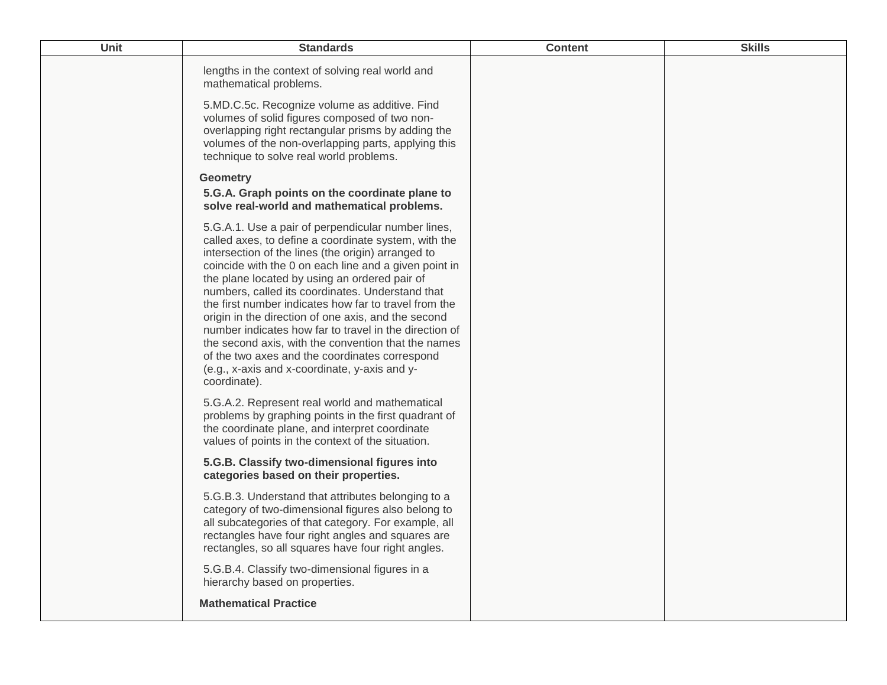| Unit | Standards | Content | Skills |
|---|---|---|---|
| | lengths in the context of solving real world and mathematical problems.<br><br>5.MD.C.5c. Recognize volume as additive. Find volumes of solid figures composed of two non-overlapping right rectangular prisms by adding the volumes of the non-overlapping parts, applying this technique to solve real world problems.<br><br>**Geometry**<br><br>**5.G.A. Graph points on the coordinate plane to solve real-world and mathematical problems.**<br><br>5.G.A.1. Use a pair of perpendicular number lines, called axes, to define a coordinate system, with the intersection of the lines (the origin) arranged to coincide with the 0 on each line and a given point in the plane located by using an ordered pair of numbers, called its coordinates. Understand that the first number indicates how far to travel from the origin in the direction of one axis, and the second number indicates how far to travel in the direction of the second axis, with the convention that the names of the two axes and the coordinates correspond (e.g., x-axis and x-coordinate, y-axis and y-coordinate).<br><br>5.G.A.2. Represent real world and mathematical problems by graphing points in the first quadrant of the coordinate plane, and interpret coordinate values of points in the context of the situation.<br><br>**5.G.B. Classify two-dimensional figures into categories based on their properties.**<br><br>5.G.B.3. Understand that attributes belonging to a category of two-dimensional figures also belong to all subcategories of that category. For example, all rectangles have four right angles and squares are rectangles, so all squares have four right angles.<br><br>5.G.B.4. Classify two-dimensional figures in a hierarchy based on properties.<br><br>**Mathematical Practice** | | |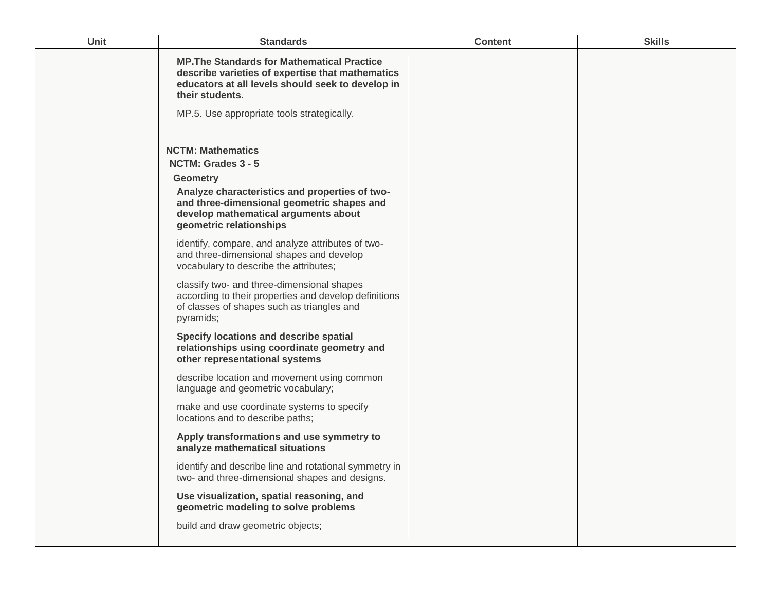| Unit | Standards | Content | Skills |
| --- | --- | --- | --- |
| | **MP.The Standards for Mathematical Practice describe varieties of expertise that mathematics educators at all levels should seek to develop in their students.**<br><br>MP.5. Use appropriate tools strategically.<br><br>**NCTM: Mathematics**<br>**NCTM: Grades 3 - 5**<br>**Geometry**<br>**Analyze characteristics and properties of two- and three-dimensional geometric shapes and develop mathematical arguments about geometric relationships**<br><br>identify, compare, and analyze attributes of two- and three-dimensional shapes and develop vocabulary to describe the attributes;<br><br>classify two- and three-dimensional shapes according to their properties and develop definitions of classes of shapes such as triangles and pyramids;<br><br>**Specify locations and describe spatial relationships using coordinate geometry and other representational systems**<br><br>describe location and movement using common language and geometric vocabulary;<br><br>make and use coordinate systems to specify locations and to describe paths;<br><br>**Apply transformations and use symmetry to analyze mathematical situations**<br><br>identify and describe line and rotational symmetry in two- and three-dimensional shapes and designs.<br><br>**Use visualization, spatial reasoning, and geometric modeling to solve problems**<br><br>build and draw geometric objects; | | |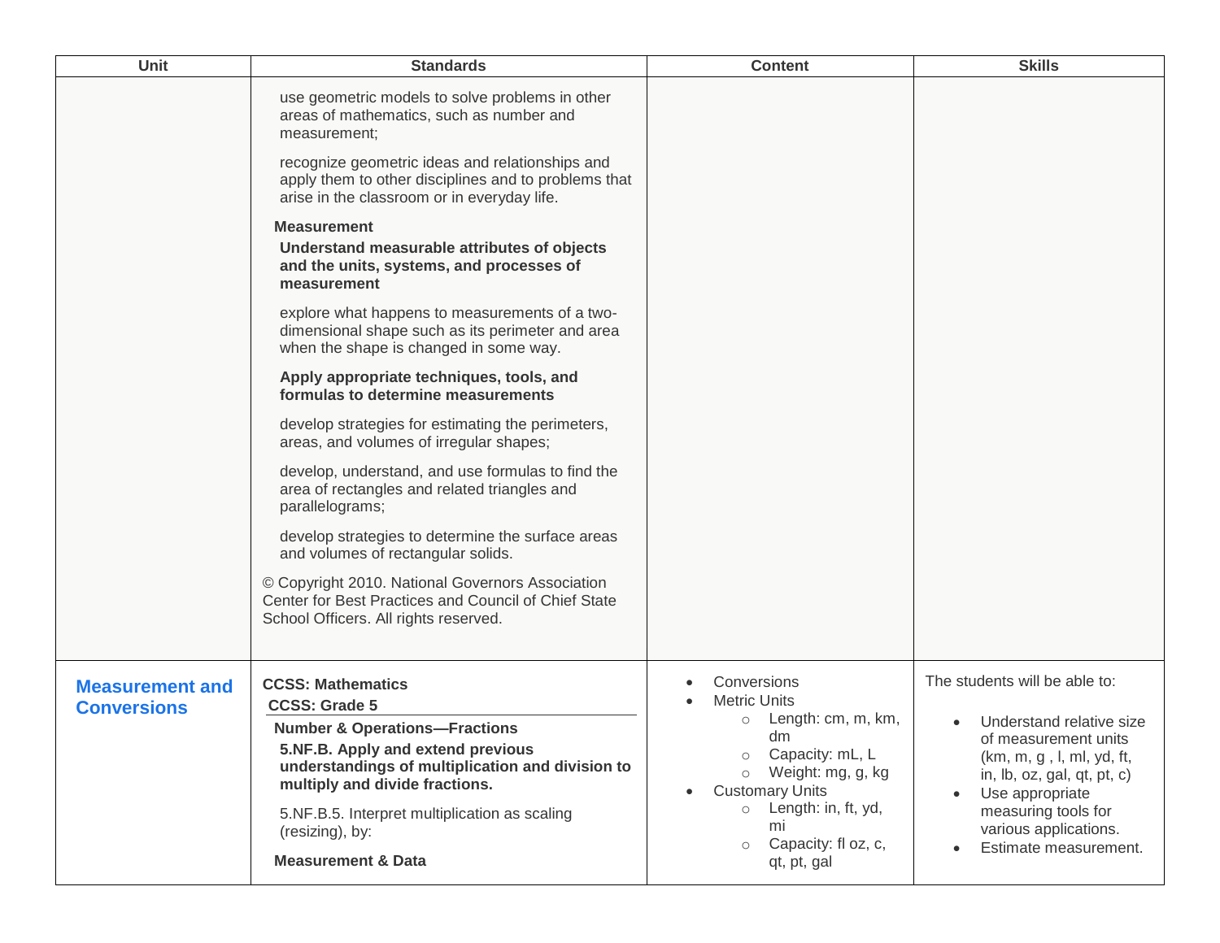| Unit | Standards | Content | Skills |
|---|---|---|---|
| | use geometric models to solve problems in other areas of mathematics, such as number and measurement;<br><br>recognize geometric ideas and relationships and apply them to other disciplines and to problems that arise in the classroom or in everyday life.<br><br>**Measurement**<br>**Understand measurable attributes of objects and the units, systems, and processes of measurement**<br><br>explore what happens to measurements of a two-dimensional shape such as its perimeter and area when the shape is changed in some way.<br><br>**Apply appropriate techniques, tools, and formulas to determine measurements**<br><br>develop strategies for estimating the perimeters, areas, and volumes of irregular shapes;<br><br>develop, understand, and use formulas to find the area of rectangles and related triangles and parallelograms;<br><br>develop strategies to determine the surface areas and volumes of rectangular solids.<br><br>© Copyright 2010. National Governors Association Center for Best Practices and Council of Chief State School Officers. All rights reserved. | | |
| **Measurement and Conversions** | **CCSS: Mathematics**<br>**CCSS: Grade 5**<br>**Number & Operations—Fractions**<br>**5.NF.B. Apply and extend previous understandings of multiplication and division to multiply and divide fractions.**<br><br>5.NF.B.5. Interpret multiplication as scaling (resizing), by:<br><br>**Measurement & Data** | • Conversions<br>• Metric Units<br>  ○ Length: cm, m, km, dm<br>  ○ Capacity: mL, L<br>  ○ Weight: mg, g, kg<br>• Customary Units<br>  ○ Length: in, ft, yd, mi<br>  ○ Capacity: fl oz, c, qt, pt, gal | The students will be able to:<br><br>• Understand relative size of measurement units (km, m, g , l, ml, yd, ft, in, lb, oz, gal, qt, pt, c)<br>• Use appropriate measuring tools for various applications.<br>• Estimate measurement. |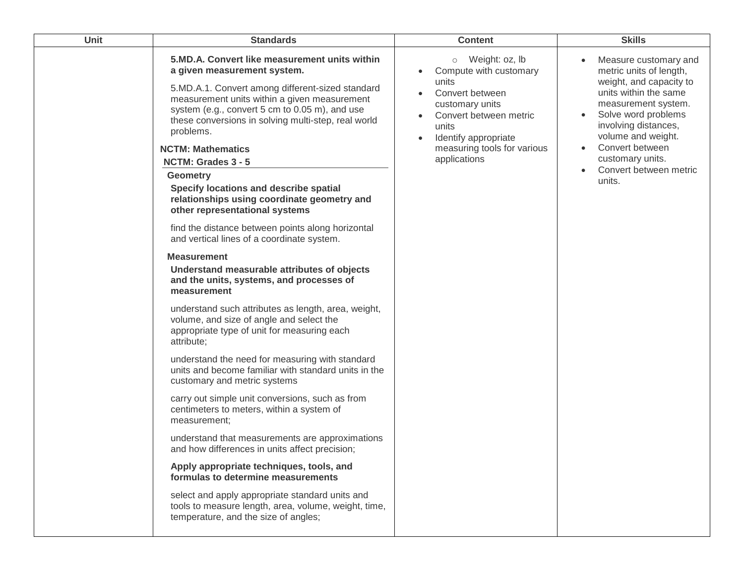| Unit | Standards | Content | Skills |
| --- | --- | --- | --- |
| | **5.MD.A. Convert like measurement units within a given measurement system.**<br><br>5.MD.A.1. Convert among different-sized standard measurement units within a given measurement system (e.g., convert 5 cm to 0.05 m), and use these conversions in solving multi-step, real world problems.<br><br>**NCTM: Mathematics**<br>**NCTM: Grades 3 - 5**<br>**Geometry**<br>**Specify locations and describe spatial relationships using coordinate geometry and other representational systems**<br><br>find the distance between points along horizontal and vertical lines of a coordinate system.<br><br>**Measurement**<br>**Understand measurable attributes of objects and the units, systems, and processes of measurement**<br><br>understand such attributes as length, area, weight, volume, and size of angle and select the appropriate type of unit for measuring each attribute;<br><br>understand the need for measuring with standard units and become familiar with standard units in the customary and metric systems<br><br>carry out simple unit conversions, such as from centimeters to meters, within a system of measurement;<br><br>understand that measurements are approximations and how differences in units affect precision;<br><br>**Apply appropriate techniques, tools, and formulas to determine measurements**<br><br>select and apply appropriate standard units and tools to measure length, area, volume, weight, time, temperature, and the size of angles; | ○ Weight: oz, lb<br>• Compute with customary units<br>• Convert between customary units<br>• Convert between metric units<br>• Identify appropriate measuring tools for various applications | • Measure customary and metric units of length, weight, and capacity to units within the same measurement system.<br>• Solve word problems involving distances, volume and weight.<br>• Convert between customary units.<br>• Convert between metric units. |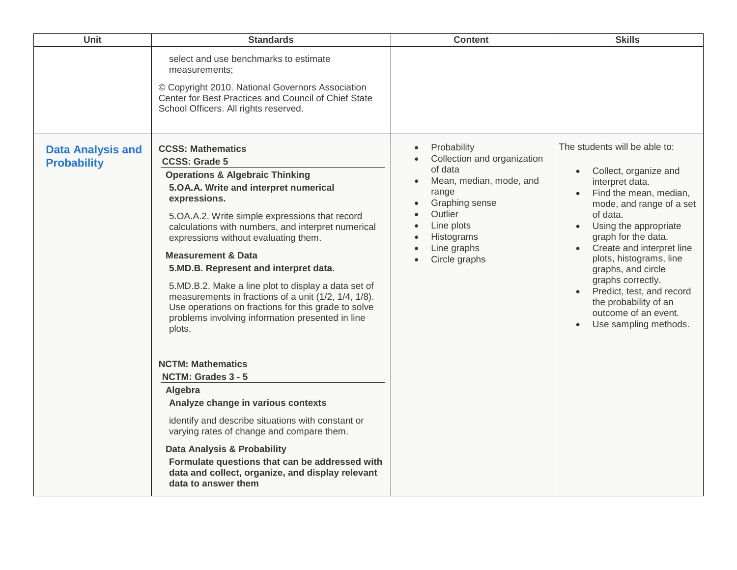| Unit | Standards | Content | Skills |
| --- | --- | --- | --- |
| | select and use benchmarks to estimate measurements;<br><br>© Copyright 2010. National Governors Association Center for Best Practices and Council of Chief State School Officers. All rights reserved. | | |
| **Data Analysis and Probability** | **CCSS: Mathematics**<br>**CCSS: Grade 5**<br>**Operations & Algebraic Thinking**<br>**5.OA.A. Write and interpret numerical expressions.**<br><br>5.OA.A.2. Write simple expressions that record calculations with numbers, and interpret numerical expressions without evaluating them.<br><br>**Measurement & Data**<br>**5.MD.B. Represent and interpret data.**<br><br>5.MD.B.2. Make a line plot to display a data set of measurements in fractions of a unit (1/2, 1/4, 1/8). Use operations on fractions for this grade to solve problems involving information presented in line plots.<br><br>**NCTM: Mathematics**<br>**NCTM: Grades 3 - 5**<br>**Algebra**<br>**Analyze change in various contexts**<br><br>identify and describe situations with constant or varying rates of change and compare them.<br><br>**Data Analysis & Probability**<br>**Formulate questions that can be addressed with data and collect, organize, and display relevant data to answer them** | • Probability<br>• Collection and organization of data<br>• Mean, median, mode, and range<br>• Graphing sense<br>• Outlier<br>• Line plots<br>• Histograms<br>• Line graphs<br>• Circle graphs | The students will be able to:<br><br>• Collect, organize and interpret data.<br>• Find the mean, median, mode, and range of a set of data.<br>• Using the appropriate graph for the data.<br>• Create and interpret line plots, histograms, line graphs, and circle graphs correctly.<br>• Predict, test, and record the probability of an outcome of an event.<br>• Use sampling methods. |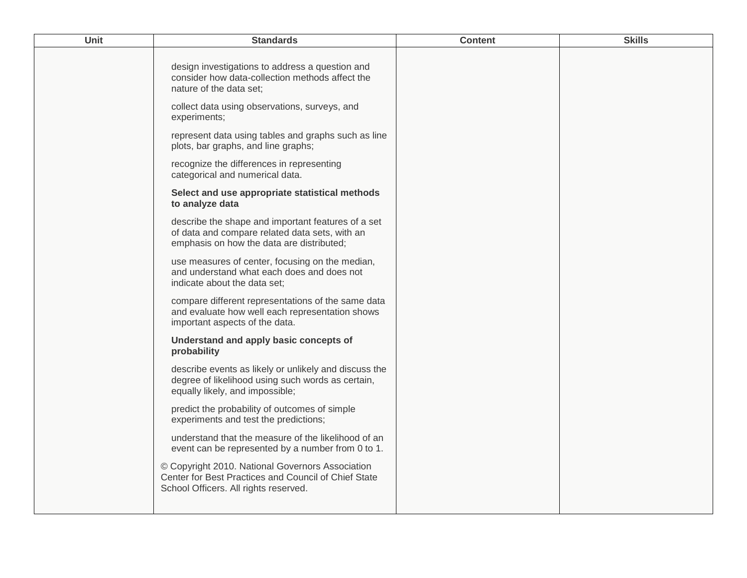| Unit | Standards | Content | Skills |
| --- | --- | --- | --- |
| | design investigations to address a question and consider how data-collection methods affect the nature of the data set;<br><br>collect data using observations, surveys, and experiments;<br><br>represent data using tables and graphs such as line plots, bar graphs, and line graphs;<br><br>recognize the differences in representing categorical and numerical data.<br><br>**Select and use appropriate statistical methods to analyze data**<br><br>describe the shape and important features of a set of data and compare related data sets, with an emphasis on how the data are distributed;<br><br>use measures of center, focusing on the median, and understand what each does and does not indicate about the data set;<br><br>compare different representations of the same data and evaluate how well each representation shows important aspects of the data.<br><br>**Understand and apply basic concepts of probability**<br><br>describe events as likely or unlikely and discuss the degree of likelihood using such words as certain, equally likely, and impossible;<br><br>predict the probability of outcomes of simple experiments and test the predictions;<br><br>understand that the measure of the likelihood of an event can be represented by a number from 0 to 1.<br><br>© Copyright 2010. National Governors Association Center for Best Practices and Council of Chief State School Officers. All rights reserved. | | |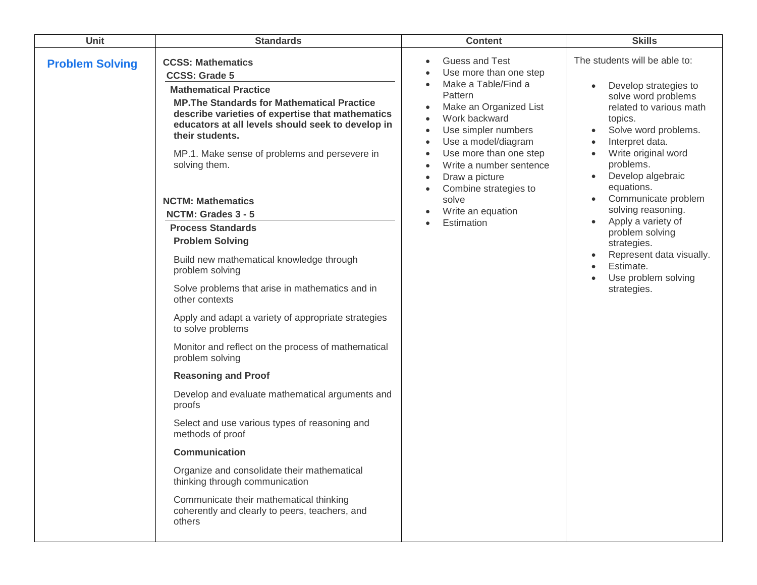| Unit | Standards | Content | Skills |
|---|---|---|---|
| **Problem Solving** | **CCSS: Mathematics**<br>**CCSS: Grade 5**<br>**Mathematical Practice**<br>**MP.The Standards for Mathematical Practice describe varieties of expertise that mathematics educators at all levels should seek to develop in their students.**<br>MP.1. Make sense of problems and persevere in solving them.<br><br>**NCTM: Mathematics**<br>**NCTM: Grades 3 - 5**<br>**Process Standards**<br>**Problem Solving**<br>Build new mathematical knowledge through problem solving<br>Solve problems that arise in mathematics and in other contexts<br>Apply and adapt a variety of appropriate strategies to solve problems<br>Monitor and reflect on the process of mathematical problem solving<br>**Reasoning and Proof**<br>Develop and evaluate mathematical arguments and proofs<br>Select and use various types of reasoning and methods of proof<br>**Communication**<br>Organize and consolidate their mathematical thinking through communication<br>Communicate their mathematical thinking coherently and clearly to peers, teachers, and others | • Guess and Test<br>• Use more than one step<br>• Make a Table/Find a Pattern<br>• Make an Organized List<br>• Work backward<br>• Use simpler numbers<br>• Use a model/diagram<br>• Use more than one step<br>• Write a number sentence<br>• Draw a picture<br>• Combine strategies to solve<br>• Write an equation<br>• Estimation | The students will be able to:<br>• Develop strategies to solve word problems related to various math topics.<br>• Solve word problems.<br>• Interpret data.<br>• Write original word problems.<br>• Develop algebraic equations.<br>• Communicate problem solving reasoning.<br>• Apply a variety of problem solving strategies.<br>• Represent data visually.<br>• Estimate.<br>• Use problem solving strategies. |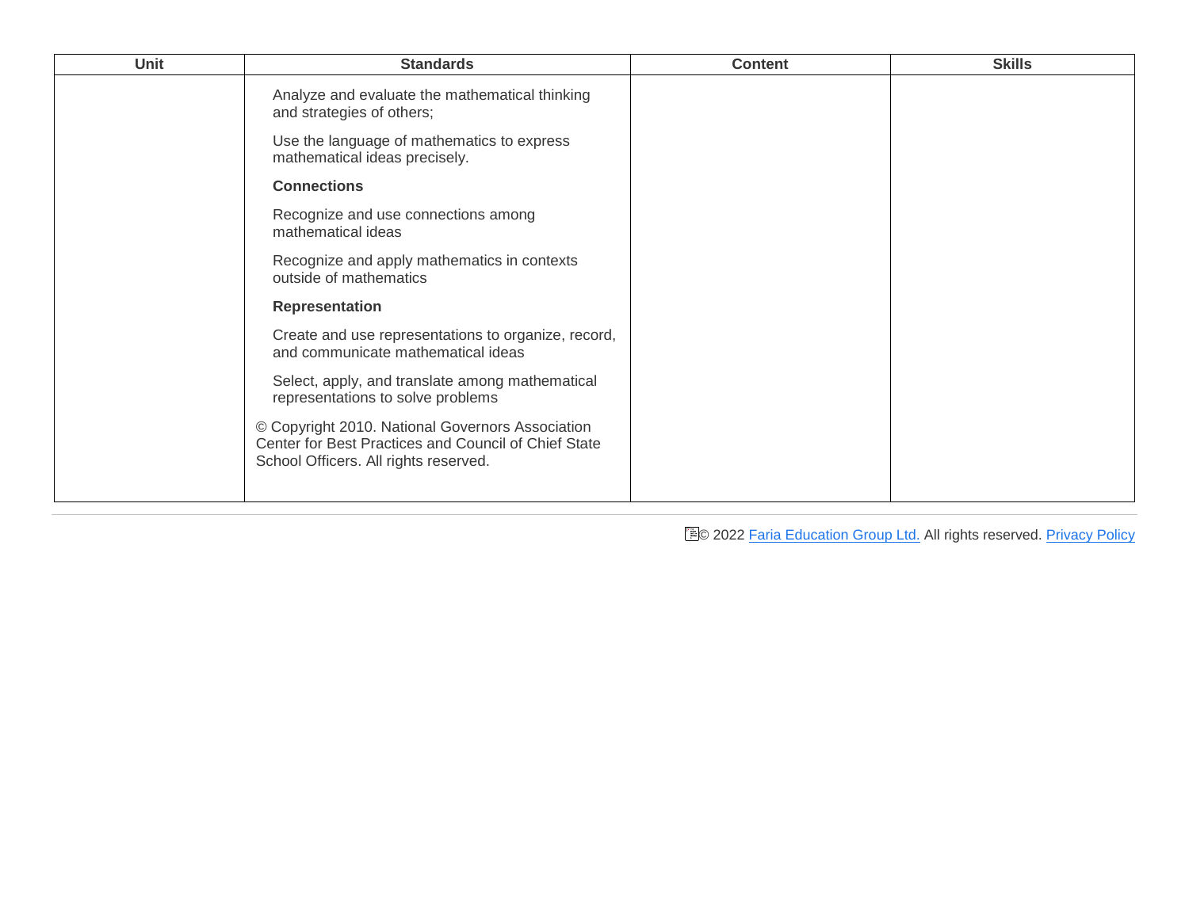| Unit | Standards | Content | Skills |
|---|---|---|---|
| | Analyze and evaluate the mathematical thinking and strategies of others;<br><br>Use the language of mathematics to express mathematical ideas precisely.<br><br>**Connections**<br><br>Recognize and use connections among mathematical ideas<br><br>Recognize and apply mathematics in contexts outside of mathematics<br><br>**Representation**<br><br>Create and use representations to organize, record, and communicate mathematical ideas<br><br>Select, apply, and translate among mathematical representations to solve problems<br><br>© Copyright 2010. National Governors Association Center for Best Practices and Council of Chief State School Officers. All rights reserved. | | |

© 2022 Faria Education Group Ltd. All rights reserved. Privacy Policy